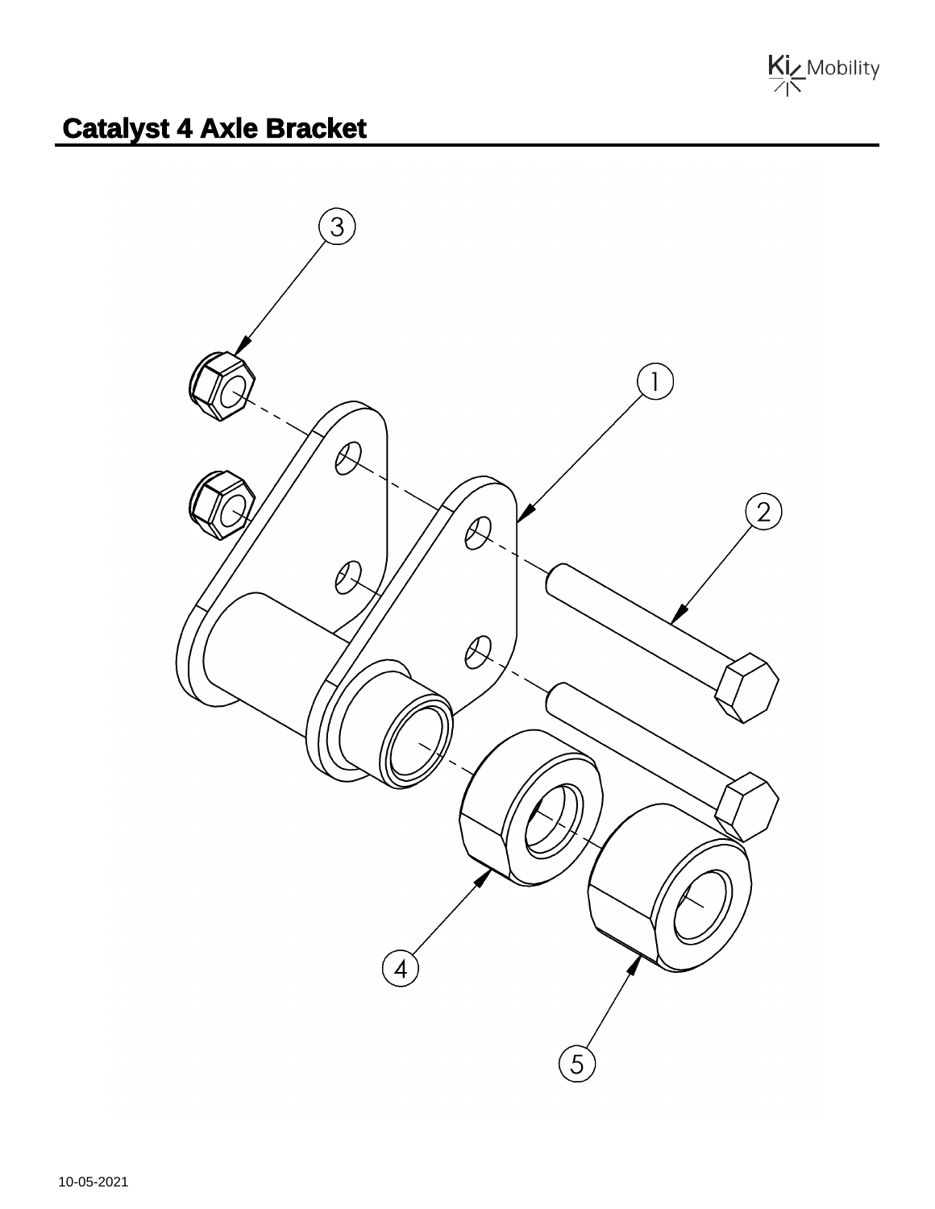# Catalyst 4 Axle Bracket

10-05-2021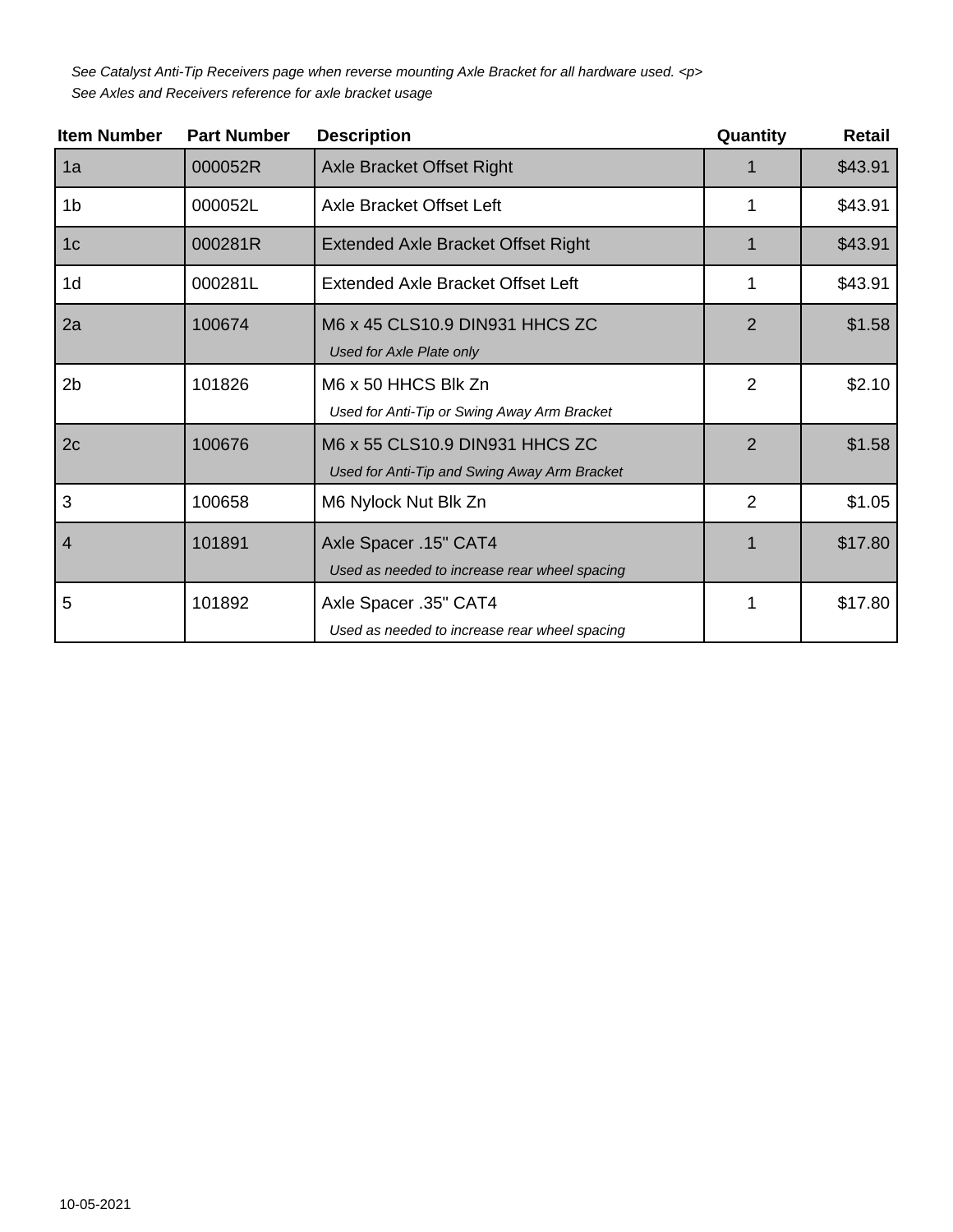*See Catalyst Anti-Tip Receivers page when reverse mounting Axle Bracket for all hardware used. <p>*
*See Axles and Receivers reference for axle bracket usage*

| Item Number | Part Number | Description | Quantity | Retail |
|---|---|---|---|---|
| 1a | 000052R | Axle Bracket Offset Right | 1 | $43.91 |
| 1b | 000052L | Axle Bracket Offset Left | 1 | $43.91 |
| 1c | 000281R | Extended Axle Bracket Offset Right | 1 | $43.91 |
| 1d | 000281L | Extended Axle Bracket Offset Left | 1 | $43.91 |
| 2a | 100674 | M6 x 45 CLS10.9 DIN931 HHCS ZC<br>*Used for Axle Plate only* | 2 | $1.58 |
| 2b | 101826 | M6 x 50 HHCS Blk Zn<br>*Used for Anti-Tip or Swing Away Arm Bracket* | 2 | $2.10 |
| 2c | 100676 | M6 x 55 CLS10.9 DIN931 HHCS ZC<br>*Used for Anti-Tip and Swing Away Arm Bracket* | 2 | $1.58 |
| 3 | 100658 | M6 Nylock Nut Blk Zn | 2 | $1.05 |
| 4 | 101891 | Axle Spacer .15" CAT4<br>*Used as needed to increase rear wheel spacing* | 1 | $17.80 |
| 5 | 101892 | Axle Spacer .35" CAT4<br>*Used as needed to increase rear wheel spacing* | 1 | $17.80 |

10-05-2021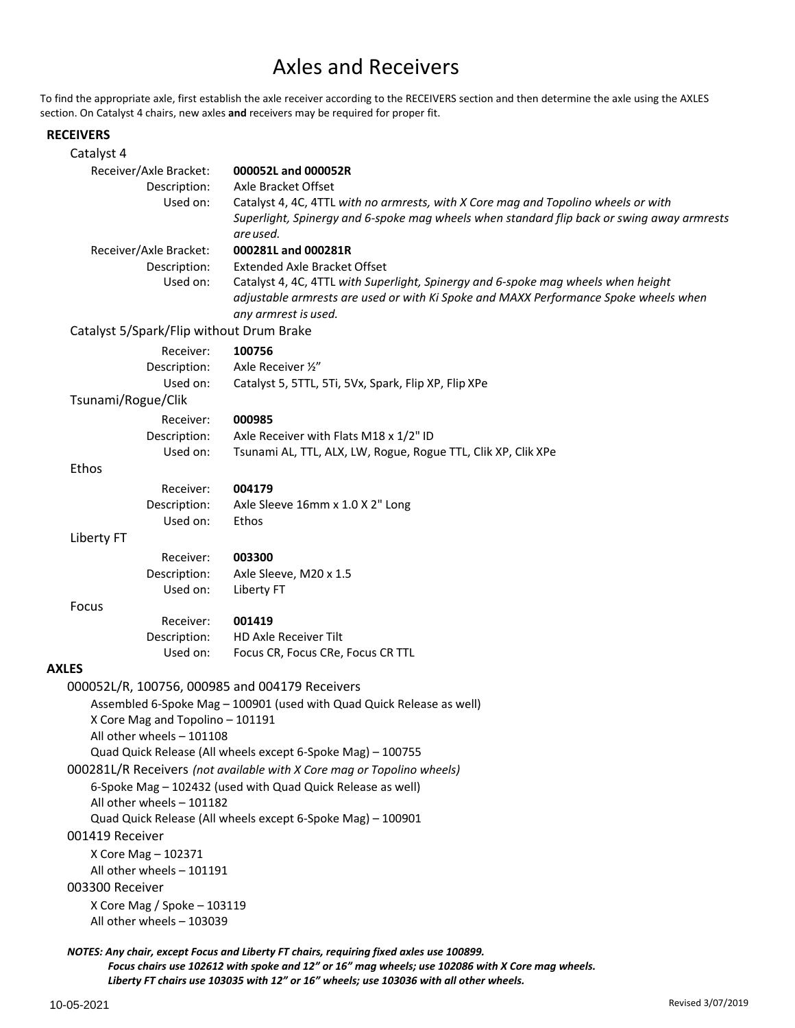# Axles and Receivers

To find the appropriate axle, first establish the axle receiver according to the RECEIVERS section and then determine the axle using the AXLES section. On Catalyst 4 chairs, new axles **and** receivers may be required for proper fit.

## RECEIVERS

### Catalyst 4

Receiver/Axle Bracket: **000052L and 000052R**
Description: Axle Bracket Offset
Used on: Catalyst 4, 4C, 4TTL *with no armrests, with X Core mag and Topolino wheels or with Superlight, Spinergy and 6-spoke mag wheels when standard flip back or swing away armrests are used.*

Receiver/Axle Bracket: **000281L and 000281R**
Description: Extended Axle Bracket Offset
Used on: Catalyst 4, 4C, 4TTL *with Superlight, Spinergy and 6-spoke mag wheels when height adjustable armrests are used or with Ki Spoke and MAXX Performance Spoke wheels when any armrest is used.*

### Catalyst 5/Spark/Flip without Drum Brake

Receiver: **100756**
Description: Axle Receiver ½"
Used on: Catalyst 5, 5TTL, 5Ti, 5Vx, Spark, Flip XP, Flip XPe

### Tsunami/Rogue/Clik

Receiver: **000985**
Description: Axle Receiver with Flats M18 x 1/2" ID
Used on: Tsunami AL, TTL, ALX, LW, Rogue, Rogue TTL, Clik XP, Clik XPe

### Ethos

Receiver: **004179**
Description: Axle Sleeve 16mm x 1.0 X 2" Long
Used on: Ethos

### Liberty FT

Receiver: **003300**
Description: Axle Sleeve, M20 x 1.5
Used on: Liberty FT

### Focus

Receiver: **001419**
Description: HD Axle Receiver Tilt
Used on: Focus CR, Focus CRe, Focus CR TTL

## AXLES

### 000052L/R, 100756, 000985 and 004179 Receivers

- Assembled 6-Spoke Mag – 100901 (used with Quad Quick Release as well)
- X Core Mag and Topolino – 101191
- All other wheels – 101108
- Quad Quick Release (All wheels except 6-Spoke Mag) – 100755

### 000281L/R Receivers *(not available with X Core mag or Topolino wheels)*

- 6-Spoke Mag – 102432 (used with Quad Quick Release as well)
- All other wheels – 101182
- Quad Quick Release (All wheels except 6-Spoke Mag) – 100901

### 001419 Receiver

- X Core Mag – 102371
- All other wheels – 101191

### 003300 Receiver

- X Core Mag / Spoke – 103119
- All other wheels – 103039

***NOTES: Any chair, except Focus and Liberty FT chairs, requiring fixed axles use 100899.***
***Focus chairs use 102612 with spoke and 12" or 16" mag wheels; use 102086 with X Core mag wheels.***
***Liberty FT chairs use 103035 with 12" or 16" wheels; use 103036 with all other wheels.***

10-05-2021

Revised 3/07/2019